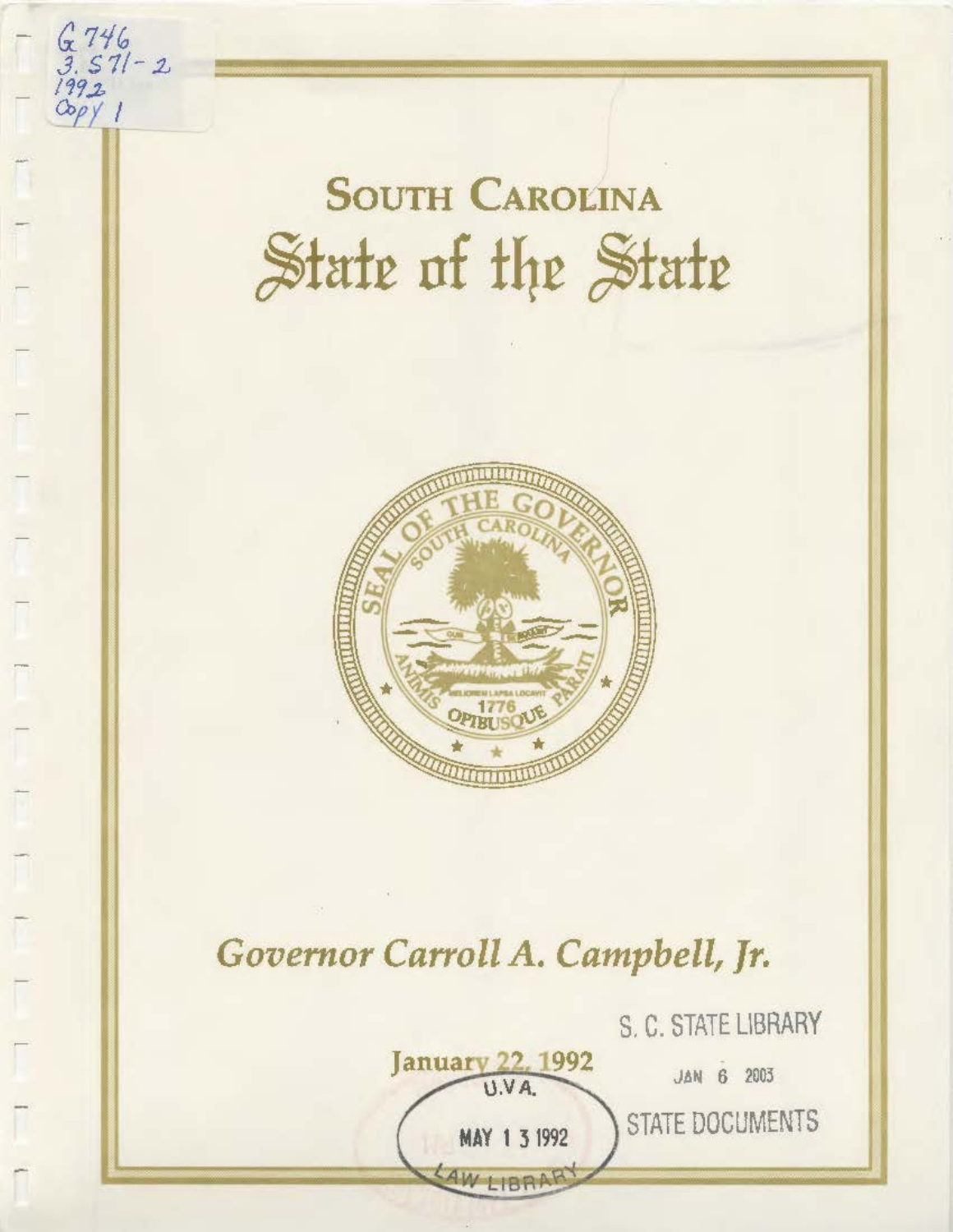G 746
3. S71-2
1992
Copy 1

# South Carolina
# State of the State

## *Governor Carroll A. Campbell, Jr.*

**January 22, 1992**

S. C. STATE LIBRARY

JAN 6 2003

STATE DOCUMENTS

U.V.A.

MAY 13 1992

LAW LIBRARY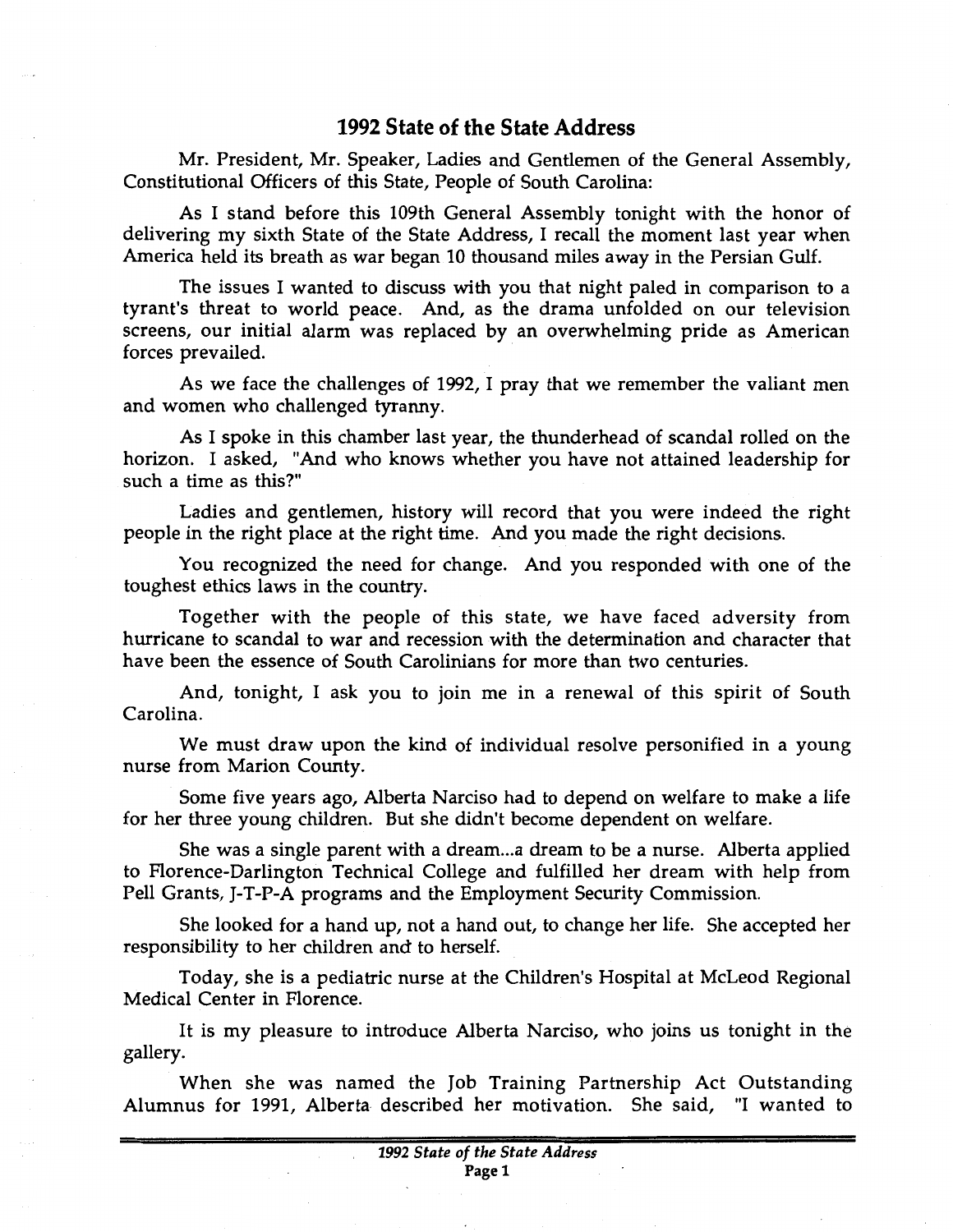## 1992 State of the State Address

Mr. President, Mr. Speaker, Ladies and Gentlemen of the General Assembly, Constitutional Officers of this State, People of South Carolina:

As I stand before this 109th General Assembly tonight with the honor of delivering my sixth State of the State Address, I recall the moment last year when America held its breath as war began 10 thousand miles away in the Persian Gulf.

The issues I wanted to discuss with you that night paled in comparison to a tyrant's threat to world peace. And, as the drama unfolded on our television screens, our initial alarm was replaced by an overwhelming pride as American forces prevailed.

As we face the challenges of 1992, I pray that we remember the valiant men and women who challenged tyranny.

As I spoke in this chamber last year, the thunderhead of scandal rolled on the horizon. I asked, "And who knows whether you have not attained leadership for such a time as this?"

Ladies and gentlemen, history will record that you were indeed the right people in the right place at the right time. And you made the right decisions.

You recognized the need for change. And you responded with one of the toughest ethics laws in the country.

Together with the people of this state, we have faced adversity from hurricane to scandal to war and recession with the determination and character that have been the essence of South Carolinians for more than two centuries.

And, tonight, I ask you to join me in a renewal of this spirit of South Carolina.

We must draw upon the kind of individual resolve personified in a young nurse from Marion County.

Some five years ago, Alberta Narciso had to depend on welfare to make a life for her three young children. But she didn't become dependent on welfare.

She was a single parent with a dream...a dream to be a nurse. Alberta applied to Florence-Darlington Technical College and fulfilled her dream with help from Pell Grants, J-T-P-A programs and the Employment Security Commission.

She looked for a hand up, not a hand out, to change her life. She accepted her responsibility to her children and to herself.

Today, she is a pediatric nurse at the Children's Hospital at McLeod Regional Medical Center in Florence.

It is my pleasure to introduce Alberta Narciso, who joins us tonight in the gallery.

When she was named the Job Training Partnership Act Outstanding Alumnus for 1991, Alberta described her motivation. She said, "I wanted to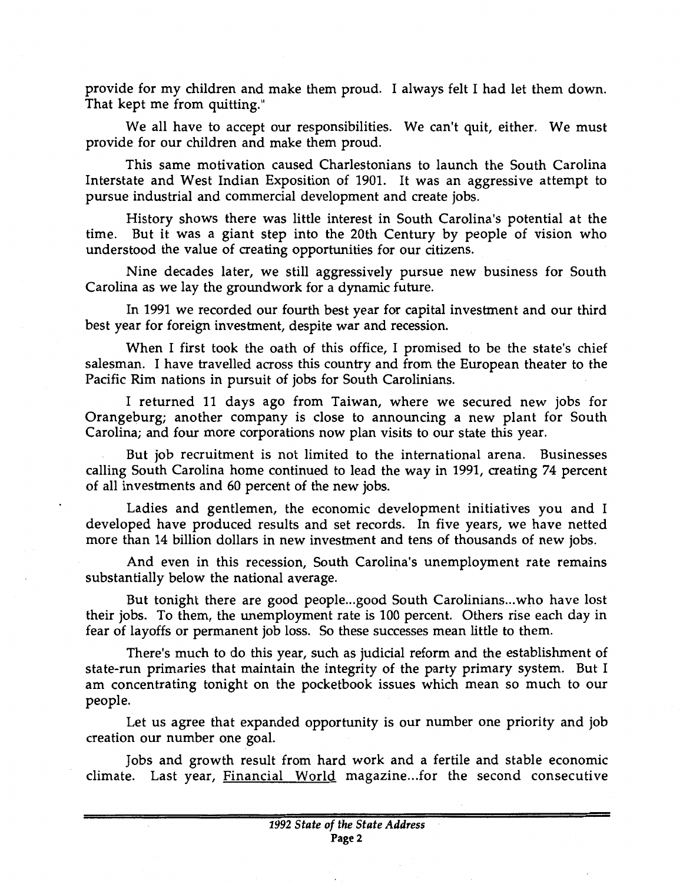provide for my children and make them proud. I always felt I had let them down. That kept me from quitting."

We all have to accept our responsibilities. We can't quit, either. We must provide for our children and make them proud.

This same motivation caused Charlestonians to launch the South Carolina Interstate and West Indian Exposition of 1901. It was an aggressive attempt to pursue industrial and commercial development and create jobs.

History shows there was little interest in South Carolina's potential at the time. But it was a giant step into the 20th Century by people of vision who understood the value of creating opportunities for our citizens.

Nine decades later, we still aggressively pursue new business for South Carolina as we lay the groundwork for a dynamic future.

In 1991 we recorded our fourth best year for capital investment and our third best year for foreign investment, despite war and recession.

When I first took the oath of this office, I promised to be the state's chief salesman. I have travelled across this country and from the European theater to the Pacific Rim nations in pursuit of jobs for South Carolinians.

I returned 11 days ago from Taiwan, where we secured new jobs for Orangeburg; another company is close to announcing a new plant for South Carolina; and four more corporations now plan visits to our state this year.

But job recruitment is not limited to the international arena. Businesses calling South Carolina home continued to lead the way in 1991, creating 74 percent of all investments and 60 percent of the new jobs.

Ladies and gentlemen, the economic development initiatives you and I developed have produced results and set records. In five years, we have netted more than 14 billion dollars in new investment and tens of thousands of new jobs.

And even in this recession, South Carolina's unemployment rate remains substantially below the national average.

But tonight there are good people...good South Carolinians...who have lost their jobs. To them, the unemployment rate is 100 percent. Others rise each day in fear of layoffs or permanent job loss. So these successes mean little to them.

There's much to do this year, such as judicial reform and the establishment of state-run primaries that maintain the integrity of the party primary system. But I am concentrating tonight on the pocketbook issues which mean so much to our people.

Let us agree that expanded opportunity is our number one priority and job creation our number one goal.

Jobs and growth result from hard work and a fertile and stable economic climate. Last year, Financial World magazine...for the second consecutive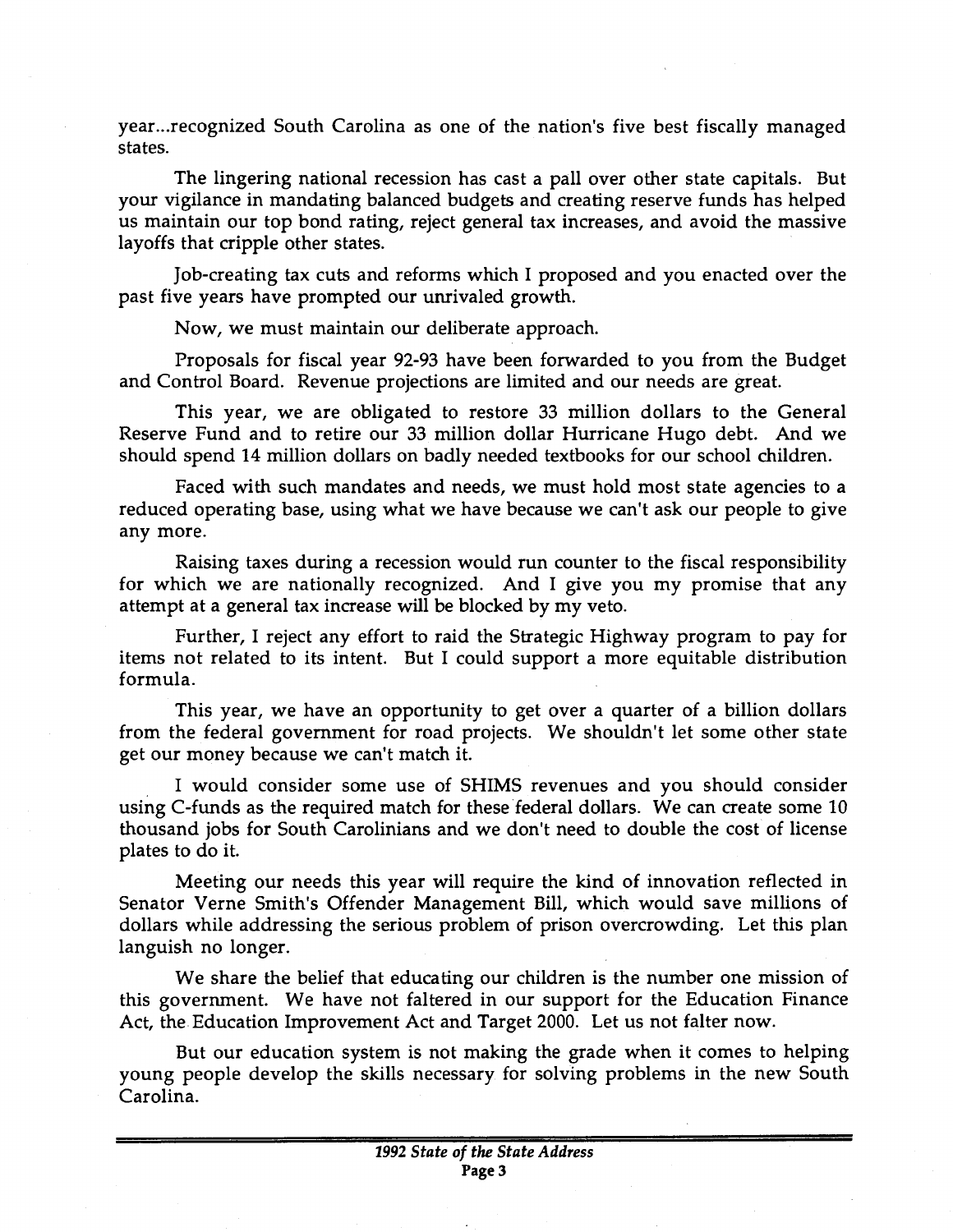year...recognized South Carolina as one of the nation's five best fiscally managed states.

The lingering national recession has cast a pall over other state capitals. But your vigilance in mandating balanced budgets and creating reserve funds has helped us maintain our top bond rating, reject general tax increases, and avoid the massive layoffs that cripple other states.

Job-creating tax cuts and reforms which I proposed and you enacted over the past five years have prompted our unrivaled growth.

Now, we must maintain our deliberate approach.

Proposals for fiscal year 92-93 have been forwarded to you from the Budget and Control Board. Revenue projections are limited and our needs are great.

This year, we are obligated to restore 33 million dollars to the General Reserve Fund and to retire our 33 million dollar Hurricane Hugo debt. And we should spend 14 million dollars on badly needed textbooks for our school children.

Faced with such mandates and needs, we must hold most state agencies to a reduced operating base, using what we have because we can't ask our people to give any more.

Raising taxes during a recession would run counter to the fiscal responsibility for which we are nationally recognized. And I give you my promise that any attempt at a general tax increase will be blocked by my veto.

Further, I reject any effort to raid the Strategic Highway program to pay for items not related to its intent. But I could support a more equitable distribution formula.

This year, we have an opportunity to get over a quarter of a billion dollars from the federal government for road projects. We shouldn't let some other state get our money because we can't match it.

I would consider some use of SHIMS revenues and you should consider using C-funds as the required match for these federal dollars. We can create some 10 thousand jobs for South Carolinians and we don't need to double the cost of license plates to do it.

Meeting our needs this year will require the kind of innovation reflected in Senator Verne Smith's Offender Management Bill, which would save millions of dollars while addressing the serious problem of prison overcrowding. Let this plan languish no longer.

We share the belief that educating our children is the number one mission of this government. We have not faltered in our support for the Education Finance Act, the Education Improvement Act and Target 2000. Let us not falter now.

But our education system is not making the grade when it comes to helping young people develop the skills necessary for solving problems in the new South Carolina.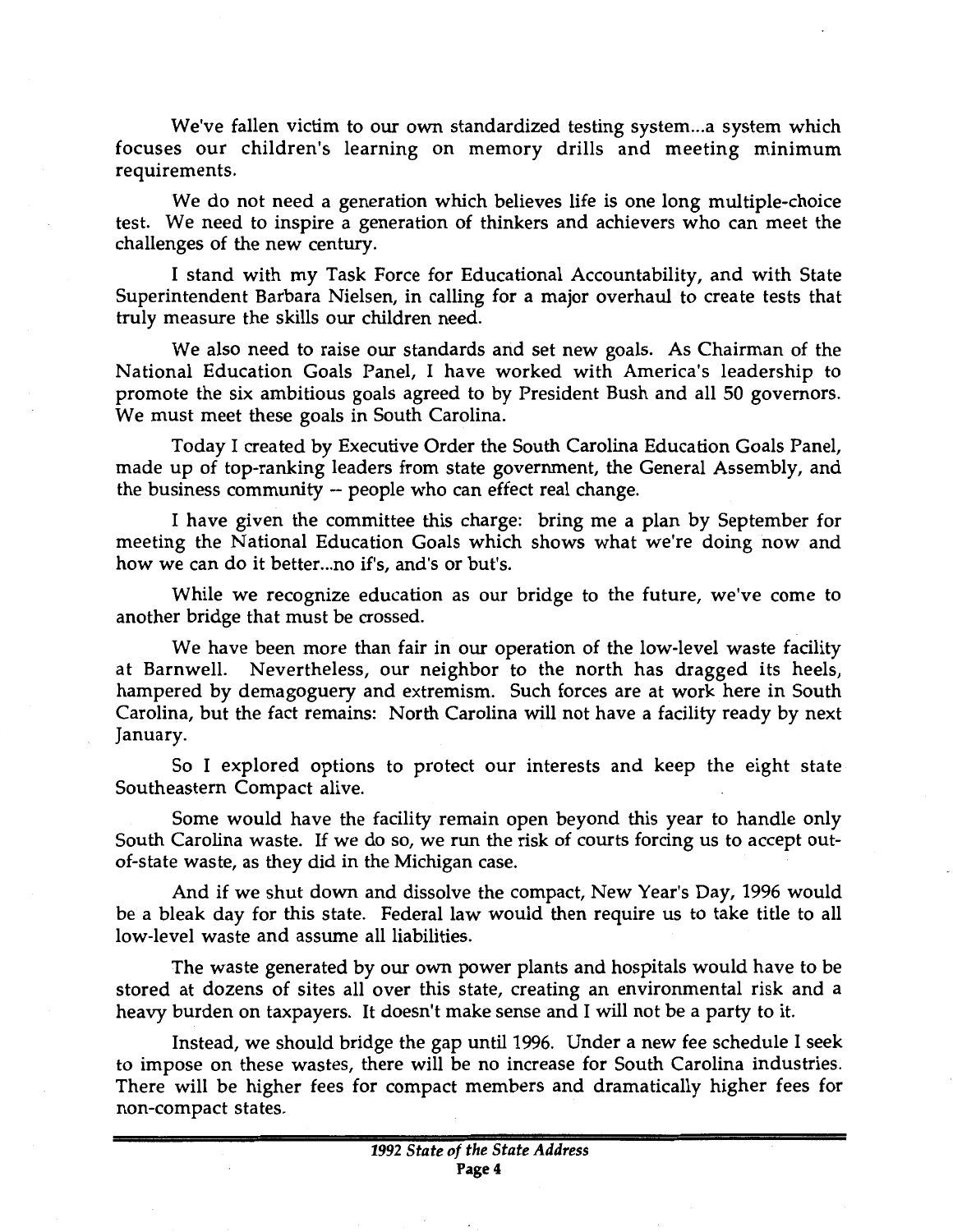We've fallen victim to our own standardized testing system...a system which focuses our children's learning on memory drills and meeting minimum requirements.

We do not need a generation which believes life is one long multiple-choice test. We need to inspire a generation of thinkers and achievers who can meet the challenges of the new century.

I stand with my Task Force for Educational Accountability, and with State Superintendent Barbara Nielsen, in calling for a major overhaul to create tests that truly measure the skills our children need.

We also need to raise our standards and set new goals. As Chairman of the National Education Goals Panel, I have worked with America's leadership to promote the six ambitious goals agreed to by President Bush and all 50 governors. We must meet these goals in South Carolina.

Today I created by Executive Order the South Carolina Education Goals Panel, made up of top-ranking leaders from state government, the General Assembly, and the business community -- people who can effect real change.

I have given the committee this charge: bring me a plan by September for meeting the National Education Goals which shows what we're doing now and how we can do it better...no if's, and's or but's.

While we recognize education as our bridge to the future, we've come to another bridge that must be crossed.

We have been more than fair in our operation of the low-level waste facility at Barnwell. Nevertheless, our neighbor to the north has dragged its heels, hampered by demagoguery and extremism. Such forces are at work here in South Carolina, but the fact remains: North Carolina will not have a facility ready by next January.

So I explored options to protect our interests and keep the eight state Southeastern Compact alive.

Some would have the facility remain open beyond this year to handle only South Carolina waste. If we do so, we run the risk of courts forcing us to accept out-of-state waste, as they did in the Michigan case.

And if we shut down and dissolve the compact, New Year's Day, 1996 would be a bleak day for this state. Federal law would then require us to take title to all low-level waste and assume all liabilities.

The waste generated by our own power plants and hospitals would have to be stored at dozens of sites all over this state, creating an environmental risk and a heavy burden on taxpayers. It doesn't make sense and I will not be a party to it.

Instead, we should bridge the gap until 1996. Under a new fee schedule I seek to impose on these wastes, there will be no increase for South Carolina industries. There will be higher fees for compact members and dramatically higher fees for non-compact states.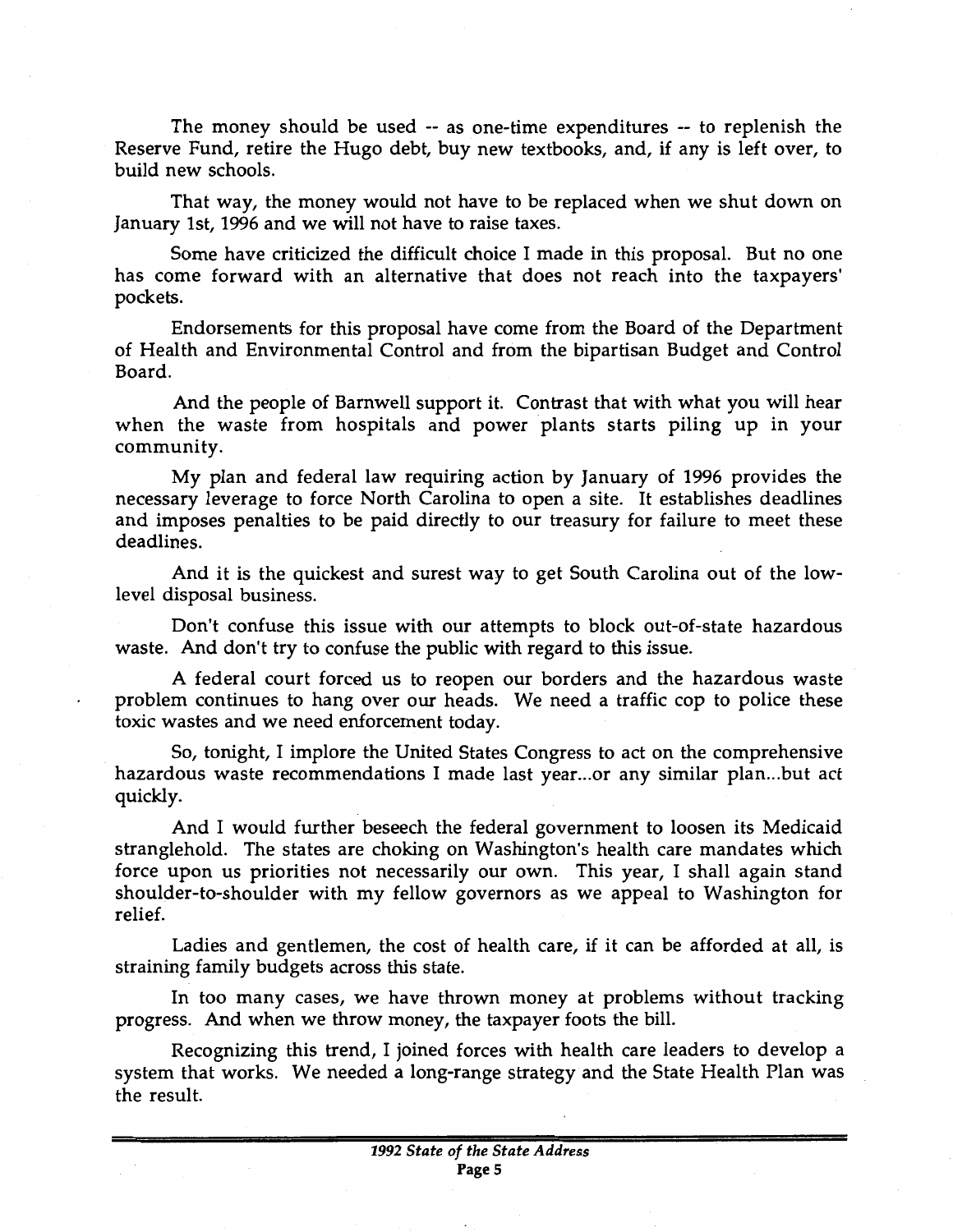The money should be used -- as one-time expenditures -- to replenish the Reserve Fund, retire the Hugo debt, buy new textbooks, and, if any is left over, to build new schools.

That way, the money would not have to be replaced when we shut down on January 1st, 1996 and we will not have to raise taxes.

Some have criticized the difficult choice I made in this proposal. But no one has come forward with an alternative that does not reach into the taxpayers' pockets.

Endorsements for this proposal have come from the Board of the Department of Health and Environmental Control and from the bipartisan Budget and Control Board.

And the people of Barnwell support it. Contrast that with what you will hear when the waste from hospitals and power plants starts piling up in your community.

My plan and federal law requiring action by January of 1996 provides the necessary leverage to force North Carolina to open a site. It establishes deadlines and imposes penalties to be paid directly to our treasury for failure to meet these deadlines.

And it is the quickest and surest way to get South Carolina out of the low-level disposal business.

Don't confuse this issue with our attempts to block out-of-state hazardous waste. And don't try to confuse the public with regard to this issue.

A federal court forced us to reopen our borders and the hazardous waste problem continues to hang over our heads. We need a traffic cop to police these toxic wastes and we need enforcement today.

So, tonight, I implore the United States Congress to act on the comprehensive hazardous waste recommendations I made last year...or any similar plan...but act quickly.

And I would further beseech the federal government to loosen its Medicaid stranglehold. The states are choking on Washington's health care mandates which force upon us priorities not necessarily our own. This year, I shall again stand shoulder-to-shoulder with my fellow governors as we appeal to Washington for relief.

Ladies and gentlemen, the cost of health care, if it can be afforded at all, is straining family budgets across this state.

In too many cases, we have thrown money at problems without tracking progress. And when we throw money, the taxpayer foots the bill.

Recognizing this trend, I joined forces with health care leaders to develop a system that works. We needed a long-range strategy and the State Health Plan was the result.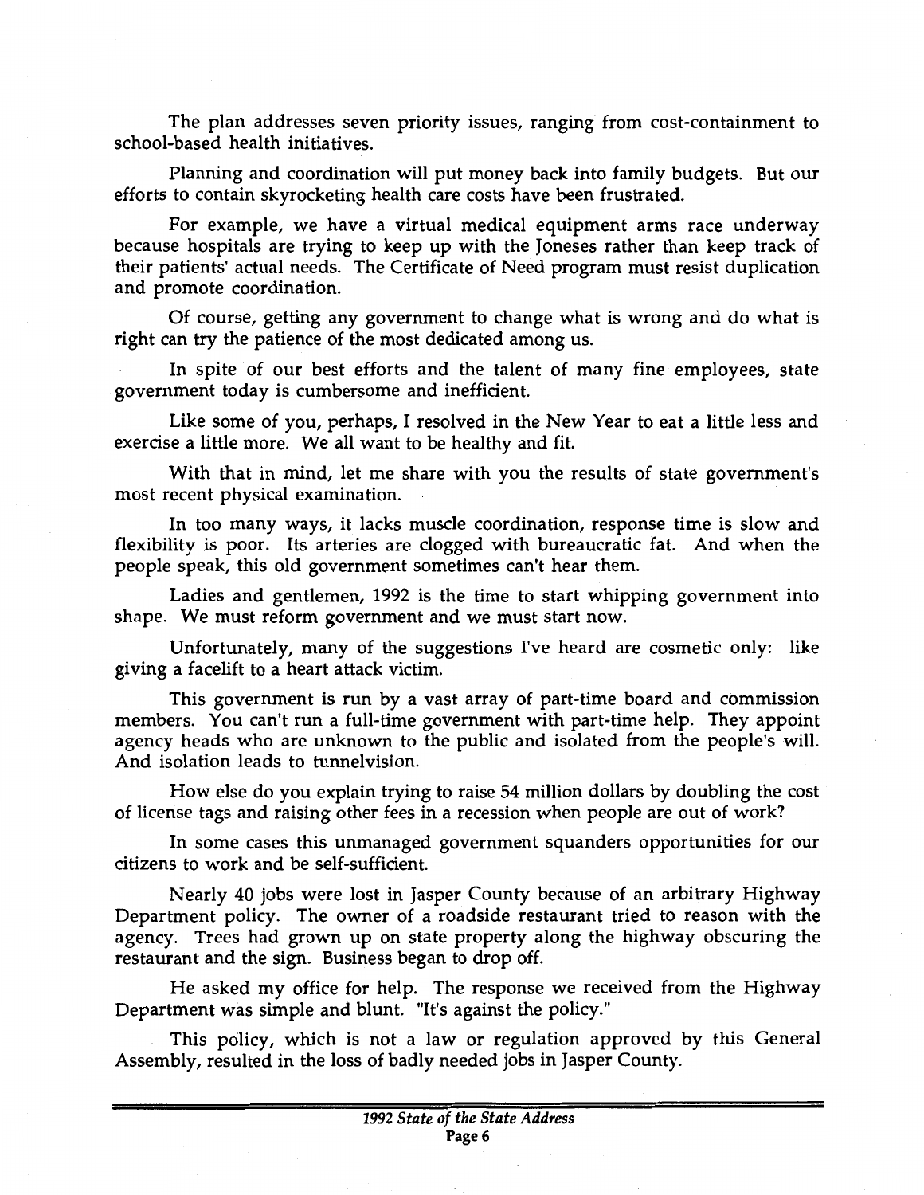The plan addresses seven priority issues, ranging from cost-containment to school-based health initiatives.

Planning and coordination will put money back into family budgets. But our efforts to contain skyrocketing health care costs have been frustrated.

For example, we have a virtual medical equipment arms race underway because hospitals are trying to keep up with the Joneses rather than keep track of their patients' actual needs. The Certificate of Need program must resist duplication and promote coordination.

Of course, getting any government to change what is wrong and do what is right can try the patience of the most dedicated among us.

In spite of our best efforts and the talent of many fine employees, state government today is cumbersome and inefficient.

Like some of you, perhaps, I resolved in the New Year to eat a little less and exercise a little more. We all want to be healthy and fit.

With that in mind, let me share with you the results of state government's most recent physical examination.

In too many ways, it lacks muscle coordination, response time is slow and flexibility is poor. Its arteries are clogged with bureaucratic fat. And when the people speak, this old government sometimes can't hear them.

Ladies and gentlemen, 1992 is the time to start whipping government into shape. We must reform government and we must start now.

Unfortunately, many of the suggestions I've heard are cosmetic only: like giving a facelift to a heart attack victim.

This government is run by a vast array of part-time board and commission members. You can't run a full-time government with part-time help. They appoint agency heads who are unknown to the public and isolated from the people's will. And isolation leads to tunnelvision.

How else do you explain trying to raise 54 million dollars by doubling the cost of license tags and raising other fees in a recession when people are out of work?

In some cases this unmanaged government squanders opportunities for our citizens to work and be self-sufficient.

Nearly 40 jobs were lost in Jasper County because of an arbitrary Highway Department policy. The owner of a roadside restaurant tried to reason with the agency. Trees had grown up on state property along the highway obscuring the restaurant and the sign. Business began to drop off.

He asked my office for help. The response we received from the Highway Department was simple and blunt. "It's against the policy."

This policy, which is not a law or regulation approved by this General Assembly, resulted in the loss of badly needed jobs in Jasper County.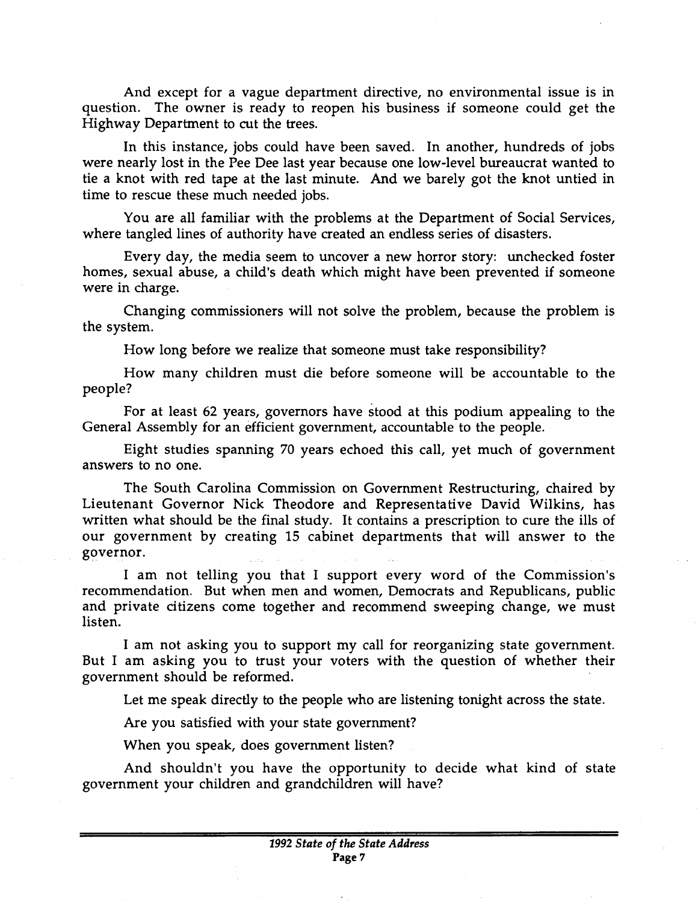And except for a vague department directive, no environmental issue is in question. The owner is ready to reopen his business if someone could get the Highway Department to cut the trees.

In this instance, jobs could have been saved. In another, hundreds of jobs were nearly lost in the Pee Dee last year because one low-level bureaucrat wanted to tie a knot with red tape at the last minute. And we barely got the knot untied in time to rescue these much needed jobs.

You are all familiar with the problems at the Department of Social Services, where tangled lines of authority have created an endless series of disasters.

Every day, the media seem to uncover a new horror story: unchecked foster homes, sexual abuse, a child's death which might have been prevented if someone were in charge.

Changing commissioners will not solve the problem, because the problem is the system.

How long before we realize that someone must take responsibility?

How many children must die before someone will be accountable to the people?

For at least 62 years, governors have stood at this podium appealing to the General Assembly for an efficient government, accountable to the people.

Eight studies spanning 70 years echoed this call, yet much of government answers to no one.

The South Carolina Commission on Government Restructuring, chaired by Lieutenant Governor Nick Theodore and Representative David Wilkins, has written what should be the final study. It contains a prescription to cure the ills of our government by creating 15 cabinet departments that will answer to the governor.

I am not telling you that I support every word of the Commission's recommendation. But when men and women, Democrats and Republicans, public and private citizens come together and recommend sweeping change, we must listen.

I am not asking you to support my call for reorganizing state government. But I am asking you to trust your voters with the question of whether their government should be reformed.

Let me speak directly to the people who are listening tonight across the state.

Are you satisfied with your state government?

When you speak, does government listen?

And shouldn't you have the opportunity to decide what kind of state government your children and grandchildren will have?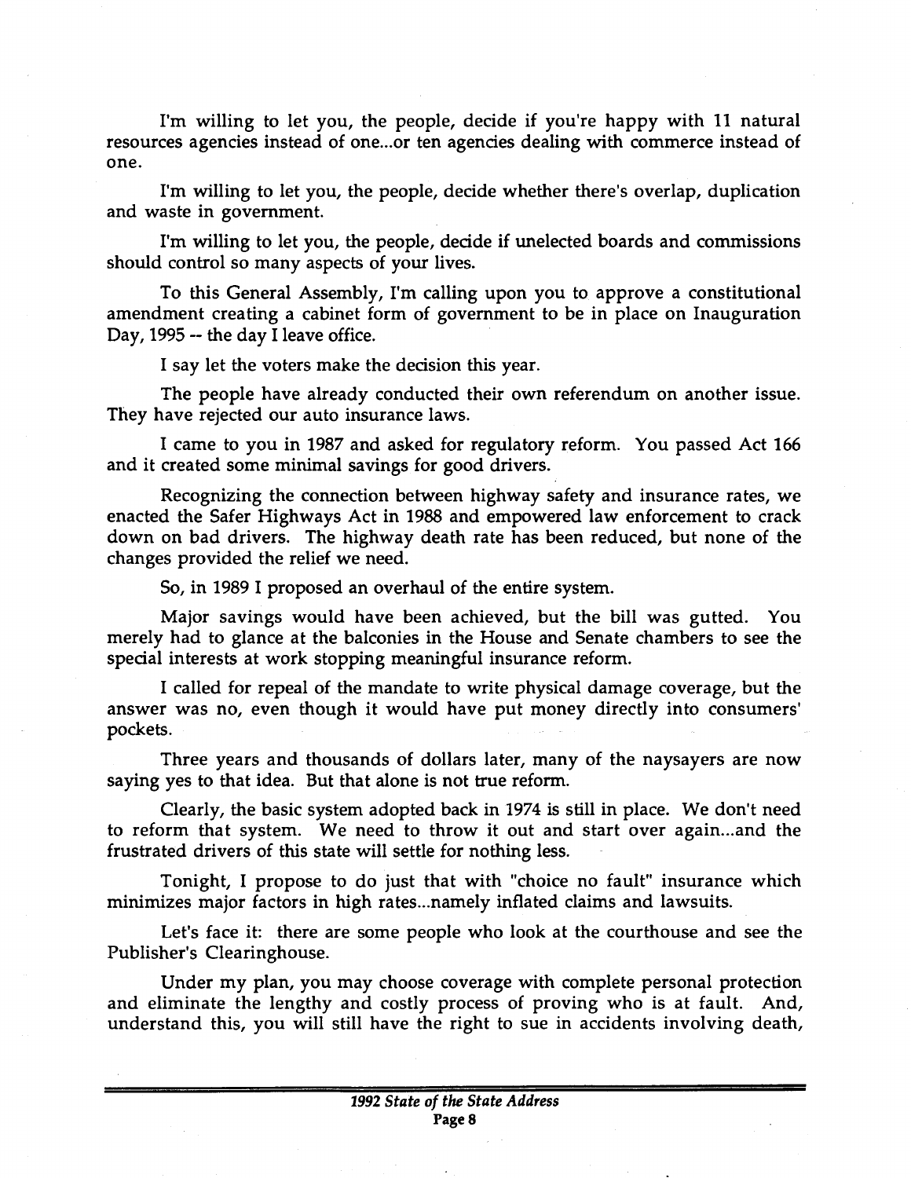I'm willing to let you, the people, decide if you're happy with 11 natural resources agencies instead of one...or ten agencies dealing with commerce instead of one.

I'm willing to let you, the people, decide whether there's overlap, duplication and waste in government.

I'm willing to let you, the people, decide if unelected boards and commissions should control so many aspects of your lives.

To this General Assembly, I'm calling upon you to approve a constitutional amendment creating a cabinet form of government to be in place on Inauguration Day, 1995 -- the day I leave office.

I say let the voters make the decision this year.

The people have already conducted their own referendum on another issue. They have rejected our auto insurance laws.

I came to you in 1987 and asked for regulatory reform. You passed Act 166 and it created some minimal savings for good drivers.

Recognizing the connection between highway safety and insurance rates, we enacted the Safer Highways Act in 1988 and empowered law enforcement to crack down on bad drivers. The highway death rate has been reduced, but none of the changes provided the relief we need.

So, in 1989 I proposed an overhaul of the entire system.

Major savings would have been achieved, but the bill was gutted. You merely had to glance at the balconies in the House and Senate chambers to see the special interests at work stopping meaningful insurance reform.

I called for repeal of the mandate to write physical damage coverage, but the answer was no, even though it would have put money directly into consumers' pockets.

Three years and thousands of dollars later, many of the naysayers are now saying yes to that idea. But that alone is not true reform.

Clearly, the basic system adopted back in 1974 is still in place. We don't need to reform that system. We need to throw it out and start over again...and the frustrated drivers of this state will settle for nothing less.

Tonight, I propose to do just that with "choice no fault" insurance which minimizes major factors in high rates...namely inflated claims and lawsuits.

Let's face it: there are some people who look at the courthouse and see the Publisher's Clearinghouse.

Under my plan, you may choose coverage with complete personal protection and eliminate the lengthy and costly process of proving who is at fault. And, understand this, you will still have the right to sue in accidents involving death,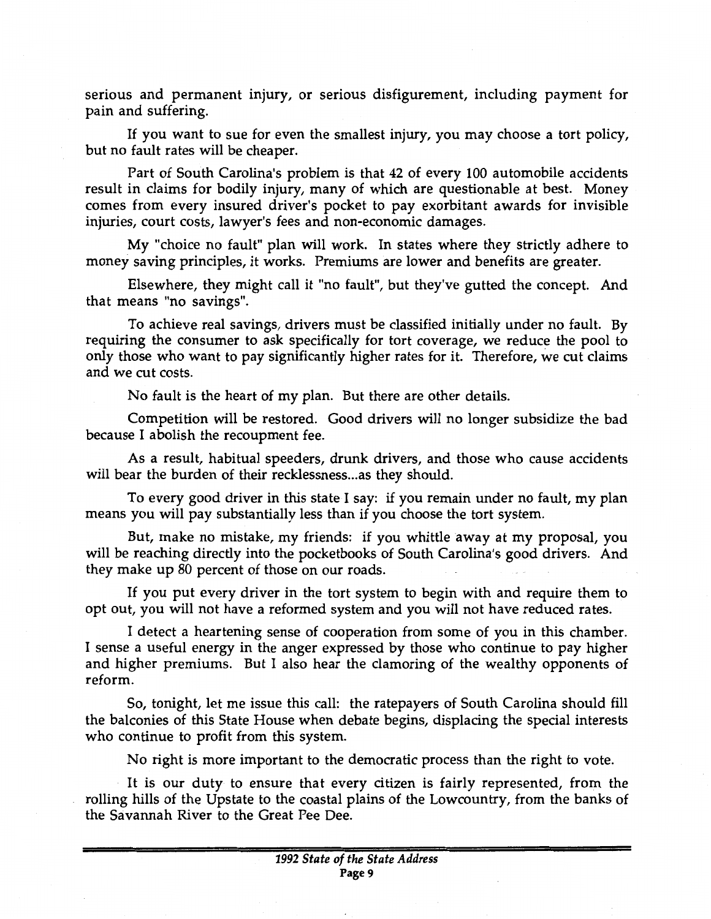serious and permanent injury, or serious disfigurement, including payment for pain and suffering.

If you want to sue for even the smallest injury, you may choose a tort policy, but no fault rates will be cheaper.

Part of South Carolina's problem is that 42 of every 100 automobile accidents result in claims for bodily injury, many of which are questionable at best. Money comes from every insured driver's pocket to pay exorbitant awards for invisible injuries, court costs, lawyer's fees and non-economic damages.

My "choice no fault" plan will work. In states where they strictly adhere to money saving principles, it works. Premiums are lower and benefits are greater.

Elsewhere, they might call it "no fault", but they've gutted the concept. And that means "no savings".

To achieve real savings, drivers must be classified initially under no fault. By requiring the consumer to ask specifically for tort coverage, we reduce the pool to only those who want to pay significantly higher rates for it. Therefore, we cut claims and we cut costs.

No fault is the heart of my plan. But there are other details.

Competition will be restored. Good drivers will no longer subsidize the bad because I abolish the recoupment fee.

As a result, habitual speeders, drunk drivers, and those who cause accidents will bear the burden of their recklessness...as they should.

To every good driver in this state I say: if you remain under no fault, my plan means you will pay substantially less than if you choose the tort system.

But, make no mistake, my friends: if you whittle away at my proposal, you will be reaching directly into the pocketbooks of South Carolina's good drivers. And they make up 80 percent of those on our roads.

If you put every driver in the tort system to begin with and require them to opt out, you will not have a reformed system and you will not have reduced rates.

I detect a heartening sense of cooperation from some of you in this chamber. I sense a useful energy in the anger expressed by those who continue to pay higher and higher premiums. But I also hear the clamoring of the wealthy opponents of reform.

So, tonight, let me issue this call: the ratepayers of South Carolina should fill the balconies of this State House when debate begins, displacing the special interests who continue to profit from this system.

No right is more important to the democratic process than the right to vote.

It is our duty to ensure that every citizen is fairly represented, from the rolling hills of the Upstate to the coastal plains of the Lowcountry, from the banks of the Savannah River to the Great Pee Dee.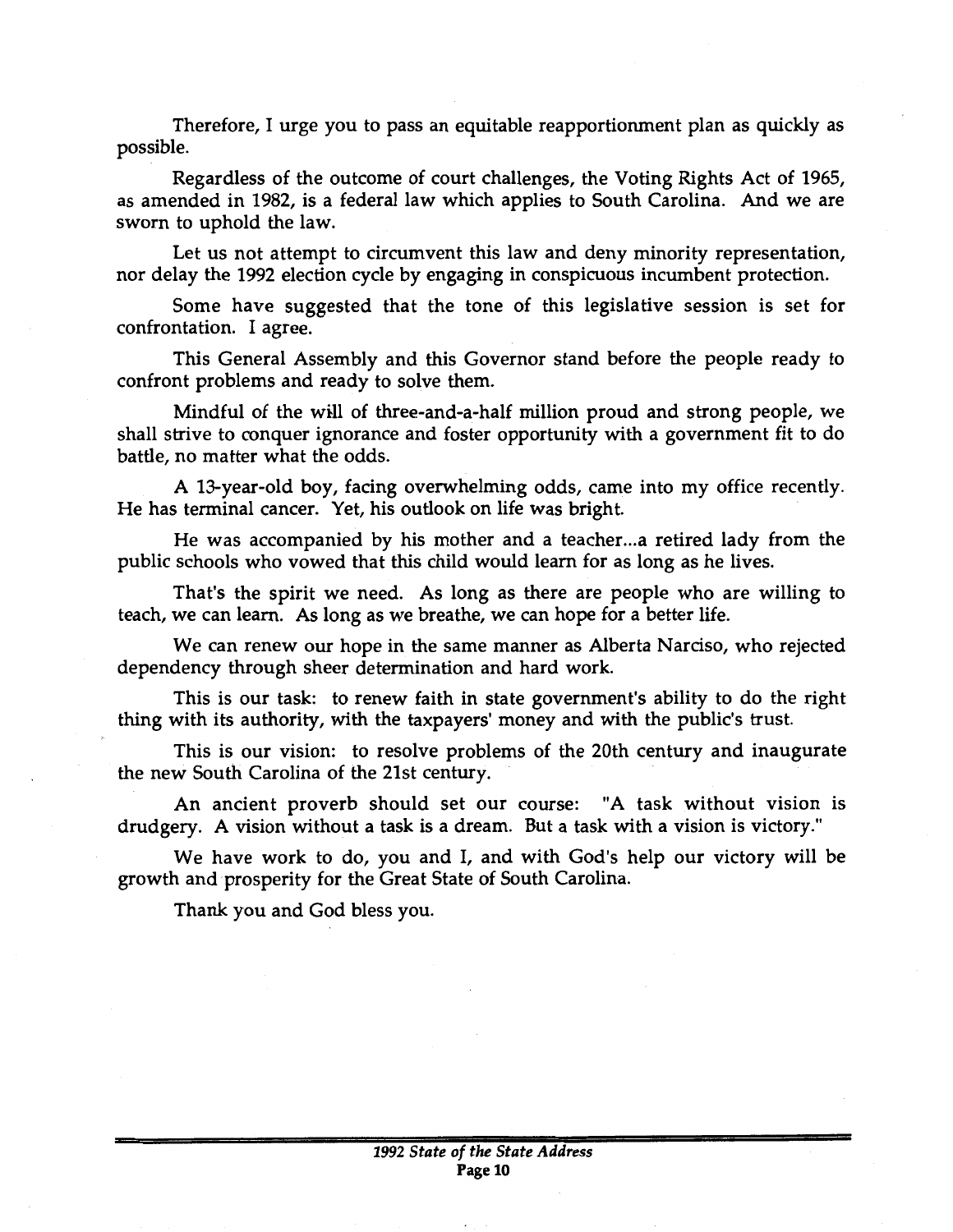Therefore, I urge you to pass an equitable reapportionment plan as quickly as possible.

Regardless of the outcome of court challenges, the Voting Rights Act of 1965, as amended in 1982, is a federal law which applies to South Carolina. And we are sworn to uphold the law.

Let us not attempt to circumvent this law and deny minority representation, nor delay the 1992 election cycle by engaging in conspicuous incumbent protection.

Some have suggested that the tone of this legislative session is set for confrontation. I agree.

This General Assembly and this Governor stand before the people ready to confront problems and ready to solve them.

Mindful of the will of three-and-a-half million proud and strong people, we shall strive to conquer ignorance and foster opportunity with a government fit to do battle, no matter what the odds.

A 13-year-old boy, facing overwhelming odds, came into my office recently. He has terminal cancer. Yet, his outlook on life was bright.

He was accompanied by his mother and a teacher...a retired lady from the public schools who vowed that this child would learn for as long as he lives.

That's the spirit we need. As long as there are people who are willing to teach, we can learn. As long as we breathe, we can hope for a better life.

We can renew our hope in the same manner as Alberta Narciso, who rejected dependency through sheer determination and hard work.

This is our task: to renew faith in state government's ability to do the right thing with its authority, with the taxpayers' money and with the public's trust.

This is our vision: to resolve problems of the 20th century and inaugurate the new South Carolina of the 21st century.

An ancient proverb should set our course: "A task without vision is drudgery. A vision without a task is a dream. But a task with a vision is victory."

We have work to do, you and I, and with God's help our victory will be growth and prosperity for the Great State of South Carolina.

Thank you and God bless you.